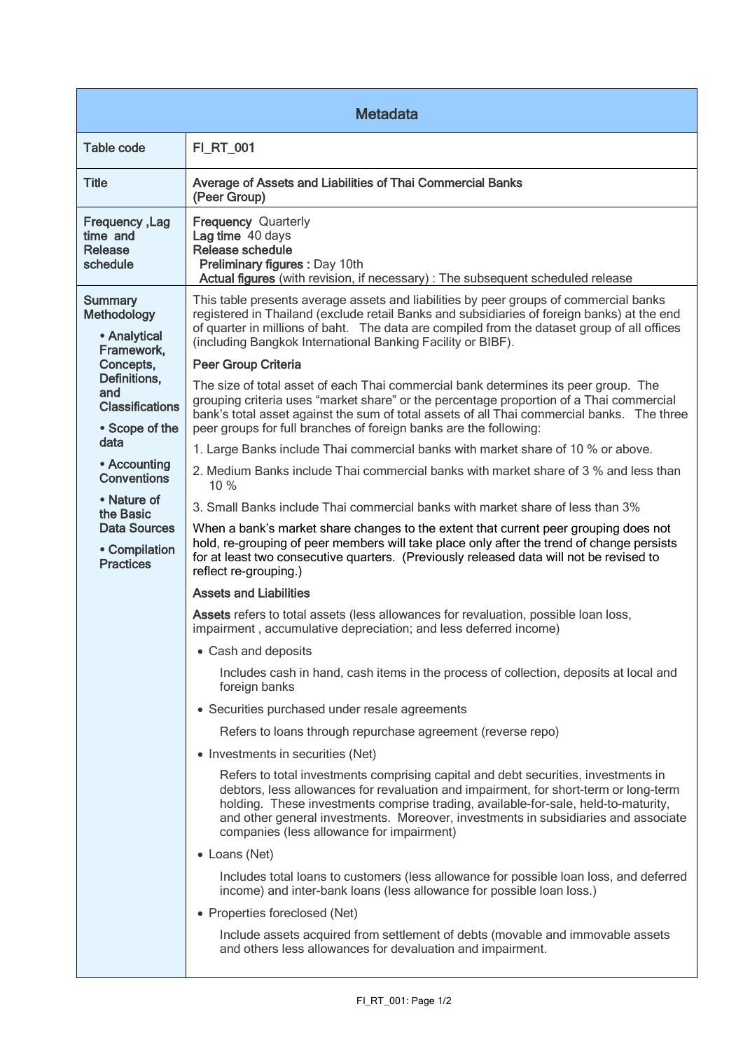| Metadata | |
|---|---|
| Table code | FI_RT_001 |
| Title | **Average of Assets and Liabilities of Thai Commercial Banks (Peer Group)** |
| Frequency ,Lag time and Release schedule | **Frequency** Quarterly<br>**Lag time** 40 days<br>**Release schedule**<br>**Preliminary figures :** Day 10th<br>**Actual figures** (with revision, if necessary) : The subsequent scheduled release |
| Summary Methodology<br>• Analytical Framework, Concepts, Definitions, and Classifications<br>• Scope of the data<br>• Accounting Conventions<br>• Nature of the Basic Data Sources<br>• Compilation Practices | This table presents average assets and liabilities by peer groups of commercial banks registered in Thailand (exclude retail Banks and subsidiaries of foreign banks) at the end of quarter in millions of baht. The data are compiled from the dataset group of all offices (including Bangkok International Banking Facility or BIBF).<br><br>**Peer Group Criteria**<br><br>The size of total asset of each Thai commercial bank determines its peer group. The grouping criteria uses "market share" or the percentage proportion of a Thai commercial bank's total asset against the sum of total assets of all Thai commercial banks. The three peer groups for full branches of foreign banks are the following:<br><br>1. Large Banks include Thai commercial banks with market share of 10 % or above.<br>2. Medium Banks include Thai commercial banks with market share of 3 % and less than 10 %<br>3. Small Banks include Thai commercial banks with market share of less than 3%<br><br>When a bank's market share changes to the extent that current peer grouping does not hold, re-grouping of peer members will take place only after the trend of change persists for at least two consecutive quarters. (Previously released data will not be revised to reflect re-grouping.)<br><br>**Assets and Liabilities**<br><br>**Assets** refers to total assets (less allowances for revaluation, possible loan loss, impairment , accumulative depreciation; and less deferred income)<br><br>• Cash and deposits<br>Includes cash in hand, cash items in the process of collection, deposits at local and foreign banks<br><br>• Securities purchased under resale agreements<br>Refers to loans through repurchase agreement (reverse repo)<br><br>• Investments in securities (Net)<br>Refers to total investments comprising capital and debt securities, investments in debtors, less allowances for revaluation and impairment, for short-term or long-term holding. These investments comprise trading, available-for-sale, held-to-maturity, and other general investments. Moreover, investments in subsidiaries and associate companies (less allowance for impairment)<br><br>• Loans (Net)<br>Includes total loans to customers (less allowance for possible loan loss, and deferred income) and inter-bank loans (less allowance for possible loan loss.)<br><br>• Properties foreclosed (Net)<br>Include assets acquired from settlement of debts (movable and immovable assets and others less allowances for devaluation and impairment. |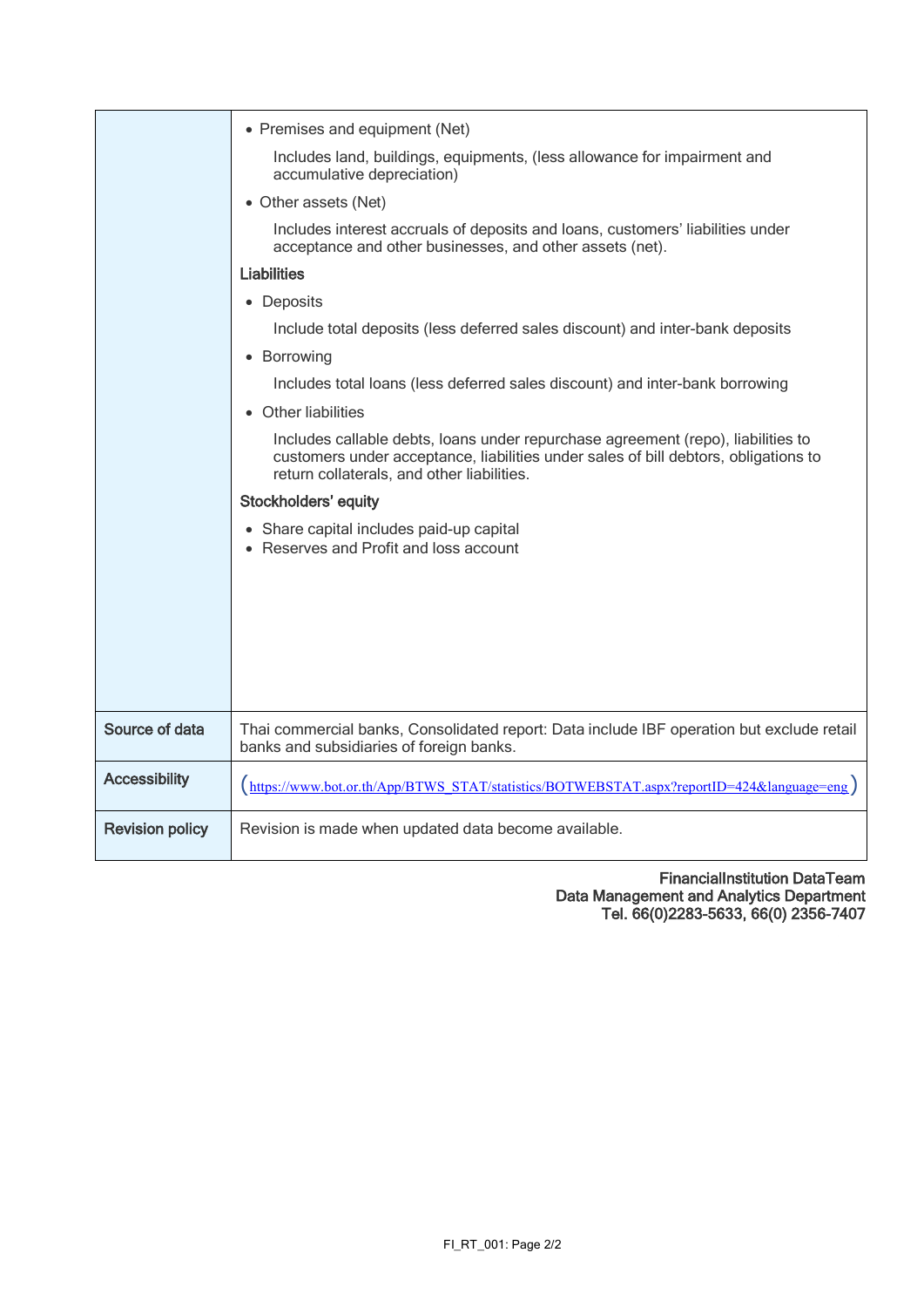| | |
|---|---|
| | • Premises and equipment (Net)<br><br>Includes land, buildings, equipments, (less allowance for impairment and accumulative depreciation)<br><br>• Other assets (Net)<br><br>Includes interest accruals of deposits and loans, customers' liabilities under acceptance and other businesses, and other assets (net).<br><br>**Liabilities**<br><br>• Deposits<br><br>Include total deposits (less deferred sales discount) and inter-bank deposits<br><br>• Borrowing<br><br>Includes total loans (less deferred sales discount) and inter-bank borrowing<br><br>• Other liabilities<br><br>Includes callable debts, loans under repurchase agreement (repo), liabilities to customers under acceptance, liabilities under sales of bill debtors, obligations to return collaterals, and other liabilities.<br><br>**Stockholders' equity**<br><br>• Share capital includes paid-up capital<br>• Reserves and Profit and loss account |
| **Source of data** | Thai commercial banks, Consolidated report: Data include IBF operation but exclude retail banks and subsidiaries of foreign banks. |
| **Accessibility** | (https://www.bot.or.th/App/BTWS_STAT/statistics/BOTWEBSTAT.aspx?reportID=424&language=eng) |
| **Revision policy** | Revision is made when updated data become available. |

**FinancialInstitution DataTeam**
**Data Management and Analytics Department**
**Tel. 66(0)2283-5633, 66(0) 2356-7407**